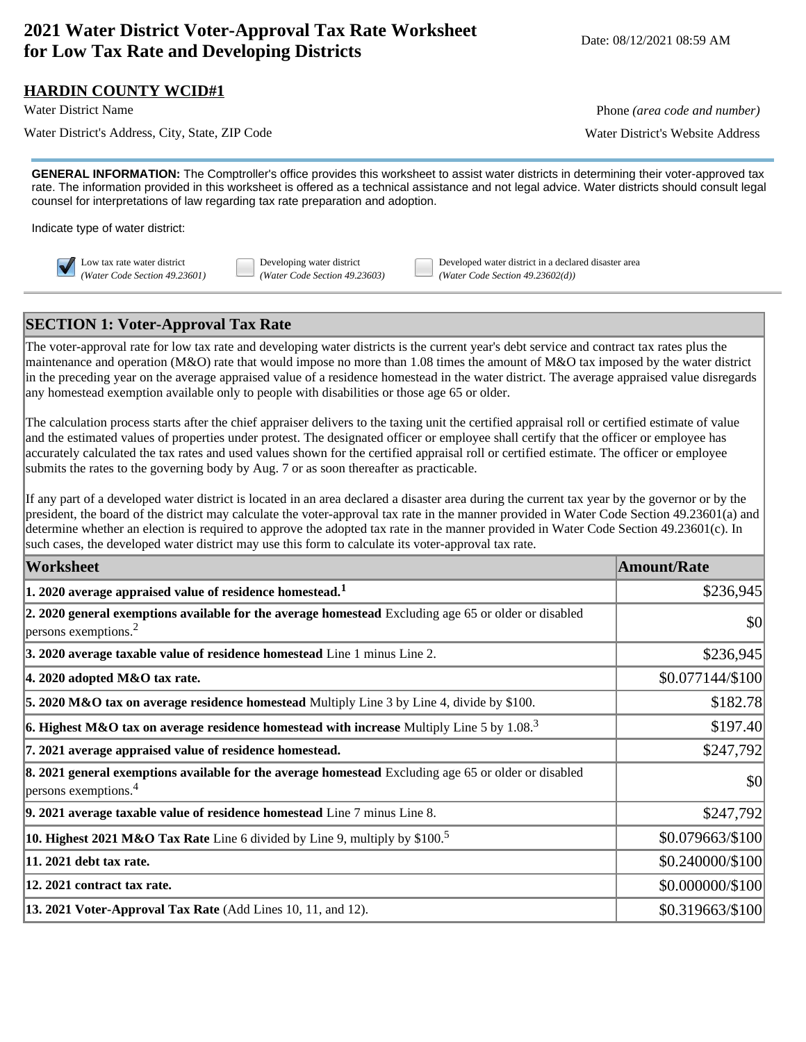# 2021 Water District Voter-Approval Tax Rate Worksheet for Low Tax Rate and Developing Districts

Date: 08/12/2021 08:59 AM

**HARDIN COUNTY WCID#1**

Water District Name

Phone *(area code and number)*

Water District's Address, City, State, ZIP Code

Water District's Website Address

**GENERAL INFORMATION:** The Comptroller's office provides this worksheet to assist water districts in determining their voter-approved tax rate. The information provided in this worksheet is offered as a technical assistance and not legal advice. Water districts should consult legal counsel for interpretations of law regarding tax rate preparation and adoption.

Indicate type of water district:

- [x] Low tax rate water district *(Water Code Section 49.23601)*
- [ ] Developing water district *(Water Code Section 49.23603)*
- [ ] Developed water district in a declared disaster area *(Water Code Section 49.23602(d))*

## SECTION 1: Voter-Approval Tax Rate

The voter-approval rate for low tax rate and developing water districts is the current year's debt service and contract tax rates plus the maintenance and operation (M&O) rate that would impose no more than 1.08 times the amount of M&O tax imposed by the water district in the preceding year on the average appraised value of a residence homestead in the water district. The average appraised value disregards any homestead exemption available only to people with disabilities or those age 65 or older.

The calculation process starts after the chief appraiser delivers to the taxing unit the certified appraisal roll or certified estimate of value and the estimated values of properties under protest. The designated officer or employee shall certify that the officer or employee has accurately calculated the tax rates and used values shown for the certified appraisal roll or certified estimate. The officer or employee submits the rates to the governing body by Aug. 7 or as soon thereafter as practicable.

If any part of a developed water district is located in an area declared a disaster area during the current tax year by the governor or by the president, the board of the district may calculate the voter-approval tax rate in the manner provided in Water Code Section 49.23601(a) and determine whether an election is required to approve the adopted tax rate in the manner provided in Water Code Section 49.23601(c). In such cases, the developed water district may use this form to calculate its voter-approval tax rate.

| Worksheet | Amount/Rate |
|---|---|
| **1. 2020 average appraised value of residence homestead.**[1] | $236,945 |
| **2. 2020 general exemptions available for the average homestead** Excluding age 65 or older or disabled persons exemptions.[2] | $0 |
| **3. 2020 average taxable value of residence homestead** Line 1 minus Line 2. | $236,945 |
| **4. 2020 adopted M&O tax rate.** | $0.077144/$100 |
| **5. 2020 M&O tax on average residence homestead** Multiply Line 3 by Line 4, divide by $100. | $182.78 |
| **6. Highest M&O tax on average residence homestead with increase** Multiply Line 5 by 1.08.[3] | $197.40 |
| **7. 2021 average appraised value of residence homestead.** | $247,792 |
| **8. 2021 general exemptions available for the average homestead** Excluding age 65 or older or disabled persons exemptions.[4] | $0 |
| **9. 2021 average taxable value of residence homestead** Line 7 minus Line 8. | $247,792 |
| **10. Highest 2021 M&O Tax Rate** Line 6 divided by Line 9, multiply by $100.[5] | $0.079663/$100 |
| **11. 2021 debt tax rate.** | $0.240000/$100 |
| **12. 2021 contract tax rate.** | $0.000000/$100 |
| **13. 2021 Voter-Approval Tax Rate** (Add Lines 10, 11, and 12). | $0.319663/$100 |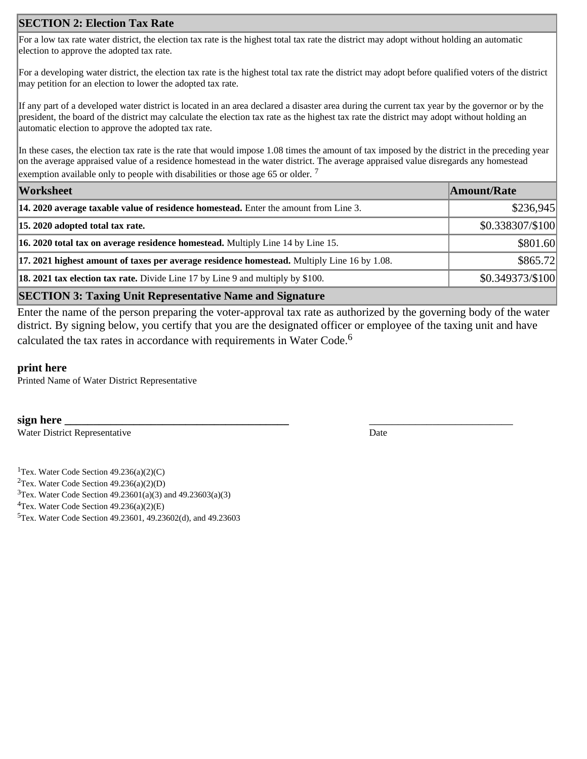## SECTION 2: Election Tax Rate

For a low tax rate water district, the election tax rate is the highest total tax rate the district may adopt without holding an automatic election to approve the adopted tax rate.

For a developing water district, the election tax rate is the highest total tax rate the district may adopt before qualified voters of the district may petition for an election to lower the adopted tax rate.

If any part of a developed water district is located in an area declared a disaster area during the current tax year by the governor or by the president, the board of the district may calculate the election tax rate as the highest tax rate the district may adopt without holding an automatic election to approve the adopted tax rate.

In these cases, the election tax rate is the rate that would impose 1.08 times the amount of tax imposed by the district in the preceding year on the average appraised value of a residence homestead in the water district. The average appraised value disregards any homestead exemption available only to people with disabilities or those age 65 or older. [7]

| Worksheet | Amount/Rate |
|---|---|
| **14. 2020 average taxable value of residence homestead.** Enter the amount from Line 3. | $236,945 |
| **15. 2020 adopted total tax rate.** | $0.338307/$100 |
| **16. 2020 total tax on average residence homestead.** Multiply Line 14 by Line 15. | $801.60 |
| **17. 2021 highest amount of taxes per average residence homestead.** Multiply Line 16 by 1.08. | $865.72 |
| **18. 2021 tax election tax rate.** Divide Line 17 by Line 9 and multiply by $100. | $0.349373/$100 |

## SECTION 3: Taxing Unit Representative Name and Signature

Enter the name of the person preparing the voter-approval tax rate as authorized by the governing body of the water district. By signing below, you certify that you are the designated officer or employee of the taxing unit and have calculated the tax rates in accordance with requirements in Water Code.[6]

**print here**

Printed Name of Water District Representative

**sign here** ______________________________________ ________________________

Water District Representative Date

[1]Tex. Water Code Section 49.236(a)(2)(C)

[2]Tex. Water Code Section 49.236(a)(2)(D)

[3]Tex. Water Code Section 49.23601(a)(3) and 49.23603(a)(3)

[4]Tex. Water Code Section 49.236(a)(2)(E)

[5]Tex. Water Code Section 49.23601, 49.23602(d), and 49.23603